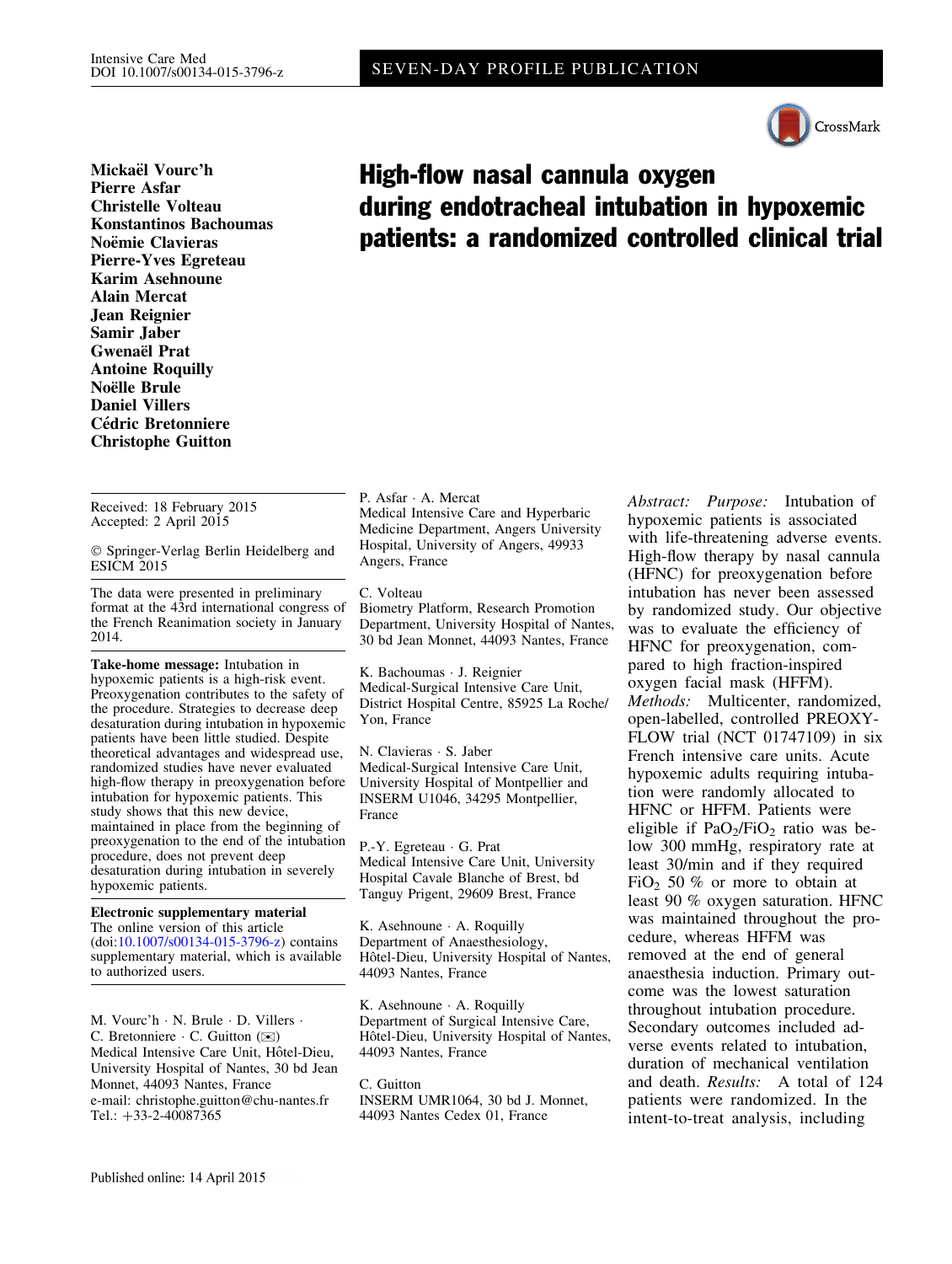SEVEN-DAY PROFILE PUBLICATION

# High-flow nasal cannula oxygen during endotracheal intubation in hypoxemic patients: a randomized controlled clinical trial

**Mickaël Vourc'h**
**Pierre Asfar**
**Christelle Volteau**
**Konstantinos Bachoumas**
**Noëmie Clavieras**
**Pierre-Yves Egreteau**
**Karim Asehnoune**
**Alain Mercat**
**Jean Reignier**
**Samir Jaber**
**Gwenaël Prat**
**Antoine Roquilly**
**Noëlle Brule**
**Daniel Villers**
**Cédric Bretonniere**
**Christophe Guitton**

Received: 18 February 2015
Accepted: 2 April 2015

© Springer-Verlag Berlin Heidelberg and ESICM 2015

The data were presented in preliminary format at the 43rd international congress of the French Reanimation society in January 2014.

**Take-home message:** Intubation in hypoxemic patients is a high-risk event. Preoxygenation contributes to the safety of the procedure. Strategies to decrease deep desaturation during intubation in hypoxemic patients have been little studied. Despite theoretical advantages and widespread use, randomized studies have never evaluated high-flow therapy in preoxygenation before intubation for hypoxemic patients. This study shows that this new device, maintained in place from the beginning of preoxygenation to the end of the intubation procedure, does not prevent deep desaturation during intubation in severely hypoxemic patients.

**Electronic supplementary material**
The online version of this article (doi:10.1007/s00134-015-3796-z) contains supplementary material, which is available to authorized users.

M. Vourc'h · N. Brule · D. Villers · C. Bretonniere · C. Guitton (✉)
Medical Intensive Care Unit, Hôtel-Dieu, University Hospital of Nantes, 30 bd Jean Monnet, 44093 Nantes, France
e-mail: christophe.guitton@chu-nantes.fr
Tel.: +33-2-40087365

P. Asfar · A. Mercat
Medical Intensive Care and Hyperbaric Medicine Department, Angers University Hospital, University of Angers, 49933 Angers, France

C. Volteau
Biometry Platform, Research Promotion Department, University Hospital of Nantes, 30 bd Jean Monnet, 44093 Nantes, France

K. Bachoumas · J. Reignier
Medical-Surgical Intensive Care Unit, District Hospital Centre, 85925 La Roche/Yon, France

N. Clavieras · S. Jaber
Medical-Surgical Intensive Care Unit, University Hospital of Montpellier and INSERM U1046, 34295 Montpellier, France

P.-Y. Egreteau · G. Prat
Medical Intensive Care Unit, University Hospital Cavale Blanche of Brest, bd Tanguy Prigent, 29609 Brest, France

K. Asehnoune · A. Roquilly
Department of Anaesthesiology, Hôtel-Dieu, University Hospital of Nantes, 44093 Nantes, France

K. Asehnoune · A. Roquilly
Department of Surgical Intensive Care, Hôtel-Dieu, University Hospital of Nantes, 44093 Nantes, France

C. Guitton
INSERM UMR1064, 30 bd J. Monnet, 44093 Nantes Cedex 01, France

*Abstract: Purpose:* Intubation of hypoxemic patients is associated with life-threatening adverse events. High-flow therapy by nasal cannula (HFNC) for preoxygenation before intubation has never been assessed by randomized study. Our objective was to evaluate the efficiency of HFNC for preoxygenation, compared to high fraction-inspired oxygen facial mask (HFFM). *Methods:* Multicenter, randomized, open-labelled, controlled PREOXY-FLOW trial (NCT 01747109) in six French intensive care units. Acute hypoxemic adults requiring intubation were randomly allocated to HFNC or HFFM. Patients were eligible if $PaO_2/FiO_2$ ratio was below 300 mmHg, respiratory rate at least 30/min and if they required $FiO_2$ 50 % or more to obtain at least 90 % oxygen saturation. HFNC was maintained throughout the procedure, whereas HFFM was removed at the end of general anaesthesia induction. Primary outcome was the lowest saturation throughout intubation procedure. Secondary outcomes included adverse events related to intubation, duration of mechanical ventilation and death. *Results:* A total of 124 patients were randomized. In the intent-to-treat analysis, including

Published online: 14 April 2015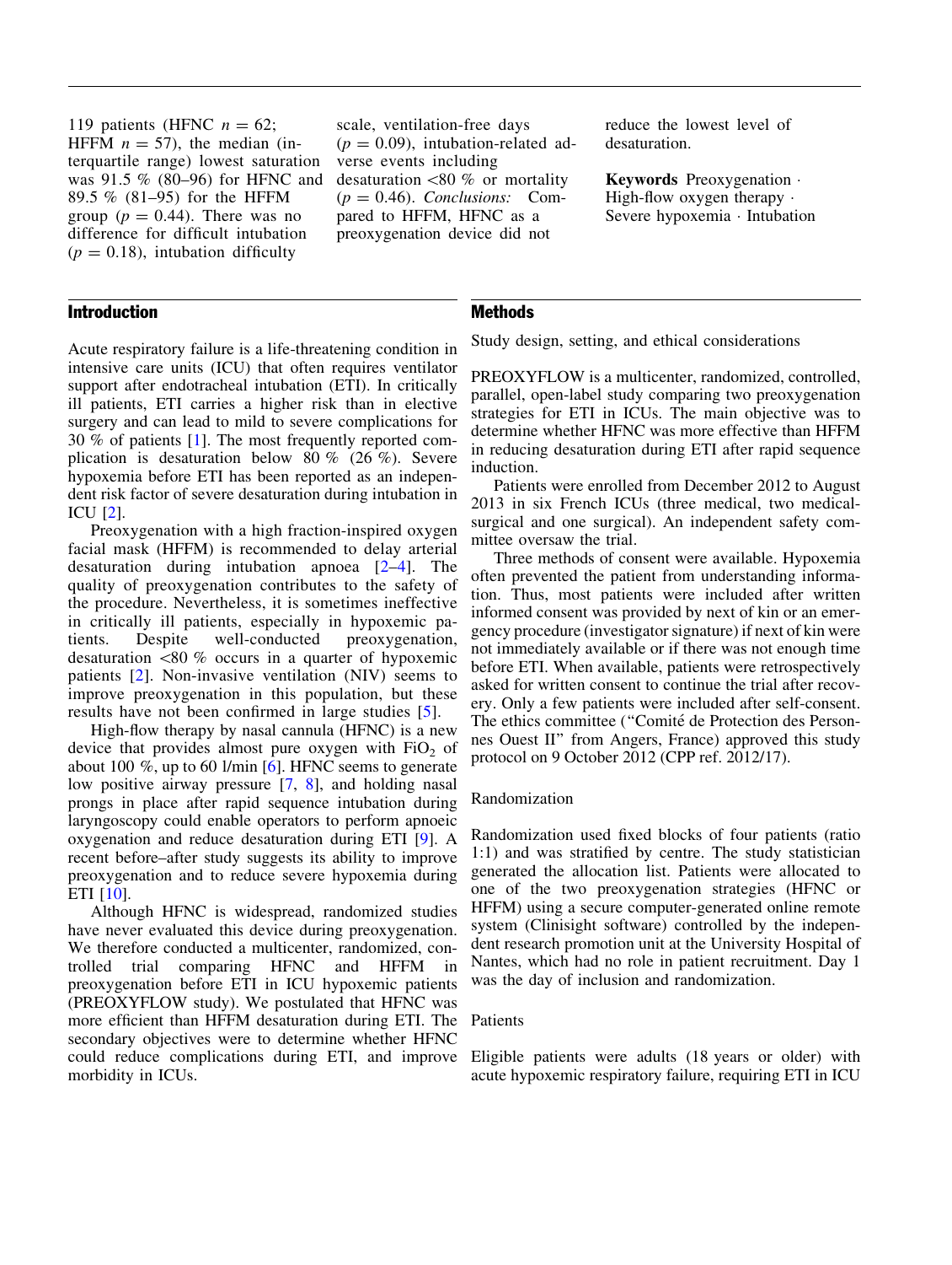119 patients (HFNC $n = 62$; HFFM $n = 57$), the median (interquartile range) lowest saturation was 91.5 % (80–96) for HFNC and 89.5 % (81–95) for the HFFM group ($p = 0.44$). There was no difference for difficult intubation ($p = 0.18$), intubation difficulty scale, ventilation-free days ($p = 0.09$), intubation-related adverse events including desaturation <80 % or mortality ($p = 0.46$). *Conclusions:* Compared to HFFM, HFNC as a preoxygenation device did not reduce the lowest level of desaturation.

**Keywords** Preoxygenation · High-flow oxygen therapy · Severe hypoxemia · Intubation

## Introduction

Acute respiratory failure is a life-threatening condition in intensive care units (ICU) that often requires ventilator support after endotracheal intubation (ETI). In critically ill patients, ETI carries a higher risk than in elective surgery and can lead to mild to severe complications for 30 % of patients [1]. The most frequently reported complication is desaturation below 80 % (26 %). Severe hypoxemia before ETI has been reported as an independent risk factor of severe desaturation during intubation in ICU [2].

Preoxygenation with a high fraction-inspired oxygen facial mask (HFFM) is recommended to delay arterial desaturation during intubation apnoea [2–4]. The quality of preoxygenation contributes to the safety of the procedure. Nevertheless, it is sometimes ineffective in critically ill patients, especially in hypoxemic patients. Despite well-conducted preoxygenation, desaturation <80 % occurs in a quarter of hypoxemic patients [2]. Non-invasive ventilation (NIV) seems to improve preoxygenation in this population, but these results have not been confirmed in large studies [5].

High-flow therapy by nasal cannula (HFNC) is a new device that provides almost pure oxygen with $FiO_2$ of about 100 %, up to 60 l/min [6]. HFNC seems to generate low positive airway pressure [7, 8], and holding nasal prongs in place after rapid sequence intubation during laryngoscopy could enable operators to perform apnoeic oxygenation and reduce desaturation during ETI [9]. A recent before–after study suggests its ability to improve preoxygenation and to reduce severe hypoxemia during ETI [10].

Although HFNC is widespread, randomized studies have never evaluated this device during preoxygenation. We therefore conducted a multicenter, randomized, controlled trial comparing HFNC and HFFM in preoxygenation before ETI in ICU hypoxemic patients (PREOXYFLOW study). We postulated that HFNC was more efficient than HFFM desaturation during ETI. The secondary objectives were to determine whether HFNC could reduce complications during ETI, and improve morbidity in ICUs.

## Methods

### Study design, setting, and ethical considerations

PREOXYFLOW is a multicenter, randomized, controlled, parallel, open-label study comparing two preoxygenation strategies for ETI in ICUs. The main objective was to determine whether HFNC was more effective than HFFM in reducing desaturation during ETI after rapid sequence induction.

Patients were enrolled from December 2012 to August 2013 in six French ICUs (three medical, two medical-surgical and one surgical). An independent safety committee oversaw the trial.

Three methods of consent were available. Hypoxemia often prevented the patient from understanding information. Thus, most patients were included after written informed consent was provided by next of kin or an emergency procedure (investigator signature) if next of kin were not immediately available or if there was not enough time before ETI. When available, patients were retrospectively asked for written consent to continue the trial after recovery. Only a few patients were included after self-consent. The ethics committee ("Comité de Protection des Personnes Ouest II" from Angers, France) approved this study protocol on 9 October 2012 (CPP ref. 2012/17).

### Randomization

Randomization used fixed blocks of four patients (ratio 1:1) and was stratified by centre. The study statistician generated the allocation list. Patients were allocated to one of the two preoxygenation strategies (HFNC or HFFM) using a secure computer-generated online remote system (Clinisight software) controlled by the independent research promotion unit at the University Hospital of Nantes, which had no role in patient recruitment. Day 1 was the day of inclusion and randomization.

### Patients

Eligible patients were adults (18 years or older) with acute hypoxemic respiratory failure, requiring ETI in ICU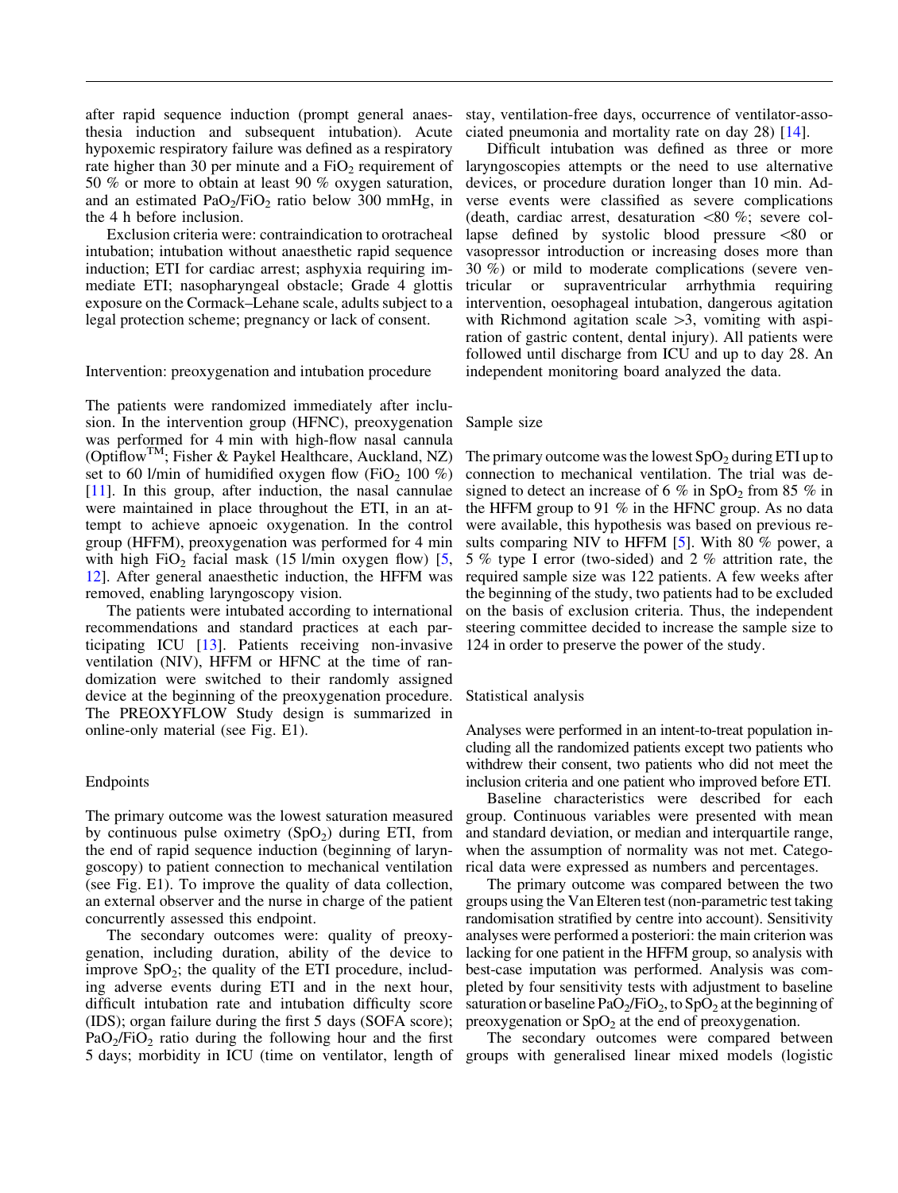after rapid sequence induction (prompt general anaesthesia induction and subsequent intubation). Acute hypoxemic respiratory failure was defined as a respiratory rate higher than 30 per minute and a $FiO_2$ requirement of 50 % or more to obtain at least 90 % oxygen saturation, and an estimated $PaO_2/FiO_2$ ratio below 300 mmHg, in the 4 h before inclusion.

Exclusion criteria were: contraindication to orotracheal intubation; intubation without anaesthetic rapid sequence induction; ETI for cardiac arrest; asphyxia requiring immediate ETI; nasopharyngeal obstacle; Grade 4 glottis exposure on the Cormack–Lehane scale, adults subject to a legal protection scheme; pregnancy or lack of consent.

### Intervention: preoxygenation and intubation procedure

The patients were randomized immediately after inclusion. In the intervention group (HFNC), preoxygenation was performed for 4 min with high-flow nasal cannula (Optiflow™; Fisher & Paykel Healthcare, Auckland, NZ) set to 60 l/min of humidified oxygen flow ($FiO_2$ 100 %) [11]. In this group, after induction, the nasal cannulae were maintained in place throughout the ETI, in an attempt to achieve apnoeic oxygenation. In the control group (HFFM), preoxygenation was performed for 4 min with high $FiO_2$ facial mask (15 l/min oxygen flow) [5, 12]. After general anaesthetic induction, the HFFM was removed, enabling laryngoscopy vision.

The patients were intubated according to international recommendations and standard practices at each participating ICU [13]. Patients receiving non-invasive ventilation (NIV), HFFM or HFNC at the time of randomization were switched to their randomly assigned device at the beginning of the preoxygenation procedure. The PREOXYFLOW Study design is summarized in online-only material (see Fig. E1).

### Endpoints

The primary outcome was the lowest saturation measured by continuous pulse oximetry ($SpO_2$) during ETI, from the end of rapid sequence induction (beginning of laryngoscopy) to patient connection to mechanical ventilation (see Fig. E1). To improve the quality of data collection, an external observer and the nurse in charge of the patient concurrently assessed this endpoint.

The secondary outcomes were: quality of preoxygenation, including duration, ability of the device to improve $SpO_2$; the quality of the ETI procedure, including adverse events during ETI and in the next hour, difficult intubation rate and intubation difficulty score (IDS); organ failure during the first 5 days (SOFA score); $PaO_2/FiO_2$ ratio during the following hour and the first 5 days; morbidity in ICU (time on ventilator, length of stay, ventilation-free days, occurrence of ventilator-associated pneumonia and mortality rate on day 28) [14].

Difficult intubation was defined as three or more laryngoscopies attempts or the need to use alternative devices, or procedure duration longer than 10 min. Adverse events were classified as severe complications (death, cardiac arrest, desaturation <80 %; severe collapse defined by systolic blood pressure <80 or vasopressor introduction or increasing doses more than 30 %) or mild to moderate complications (severe ventricular or supraventricular arrhythmia requiring intervention, oesophageal intubation, dangerous agitation with Richmond agitation scale >3, vomiting with aspiration of gastric content, dental injury). All patients were followed until discharge from ICU and up to day 28. An independent monitoring board analyzed the data.

### Sample size

The primary outcome was the lowest $SpO_2$ during ETI up to connection to mechanical ventilation. The trial was designed to detect an increase of 6 % in $SpO_2$ from 85 % in the HFFM group to 91 % in the HFNC group. As no data were available, this hypothesis was based on previous results comparing NIV to HFFM [5]. With 80 % power, a 5 % type I error (two-sided) and 2 % attrition rate, the required sample size was 122 patients. A few weeks after the beginning of the study, two patients had to be excluded on the basis of exclusion criteria. Thus, the independent steering committee decided to increase the sample size to 124 in order to preserve the power of the study.

### Statistical analysis

Analyses were performed in an intent-to-treat population including all the randomized patients except two patients who withdrew their consent, two patients who did not meet the inclusion criteria and one patient who improved before ETI.

Baseline characteristics were described for each group. Continuous variables were presented with mean and standard deviation, or median and interquartile range, when the assumption of normality was not met. Categorical data were expressed as numbers and percentages.

The primary outcome was compared between the two groups using the Van Elteren test (non-parametric test taking randomisation stratified by centre into account). Sensitivity analyses were performed a posteriori: the main criterion was lacking for one patient in the HFFM group, so analysis with best-case imputation was performed. Analysis was completed by four sensitivity tests with adjustment to baseline saturation or baseline $PaO_2/FiO_2$, to $SpO_2$ at the beginning of preoxygenation or $SpO_2$ at the end of preoxygenation.

The secondary outcomes were compared between groups with generalised linear mixed models (logistic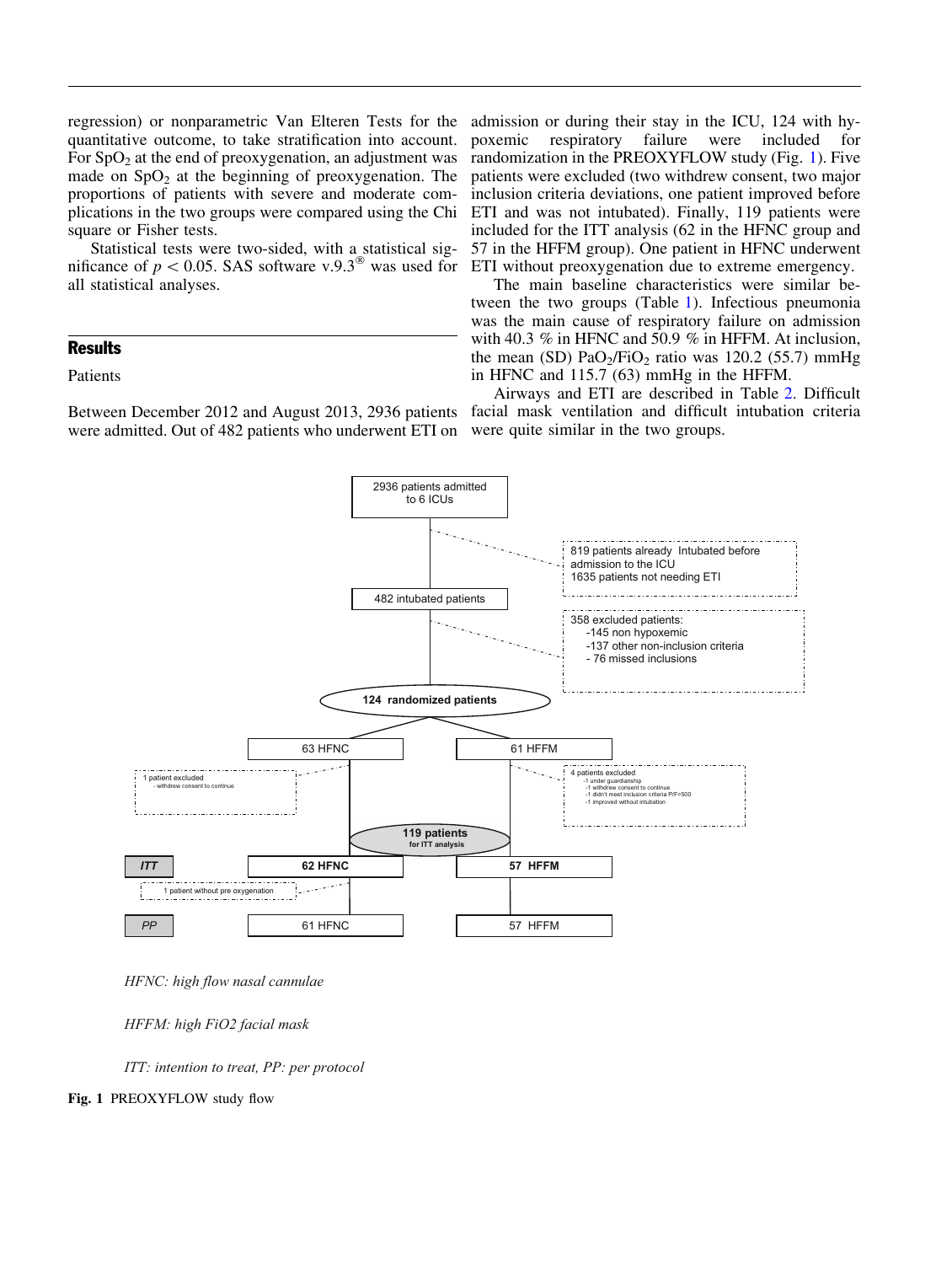regression) or nonparametric Van Elteren Tests for the quantitative outcome, to take stratification into account. For $SpO_2$ at the end of preoxygenation, an adjustment was made on $SpO_2$ at the beginning of preoxygenation. The proportions of patients with severe and moderate complications in the two groups were compared using the Chi square or Fisher tests.

Statistical tests were two-sided, with a statistical significance of $p < 0.05$. SAS software v.9.3® was used for all statistical analyses.

## Results

Patients

Between December 2012 and August 2013, 2936 patients were admitted. Out of 482 patients who underwent ETI on admission or during their stay in the ICU, 124 with hypoxemic respiratory failure were included for randomization in the PREOXYFLOW study (Fig. 1). Five patients were excluded (two withdrew consent, two major inclusion criteria deviations, one patient improved before ETI and was not intubated). Finally, 119 patients were included for the ITT analysis (62 in the HFNC group and 57 in the HFFM group). One patient in HFNC underwent ETI without preoxygenation due to extreme emergency.

The main baseline characteristics were similar between the two groups (Table 1). Infectious pneumonia was the main cause of respiratory failure on admission with 40.3 % in HFNC and 50.9 % in HFFM. At inclusion, the mean (SD) $PaO_2/FiO_2$ ratio was 120.2 (55.7) mmHg in HFNC and 115.7 (63) mmHg in the HFFM.

Airways and ETI are described in Table 2. Difficult facial mask ventilation and difficult intubation criteria were quite similar in the two groups.

2936 patients admitted to 6 ICUs

819 patients already Intubated before admission to the ICU
1635 patients not needing ETI

482 intubated patients

358 excluded patients:
-145 non hypoxemic
-137 other non-inclusion criteria
- 76 missed inclusions

**124 randomized patients**

63 HFNC | 61 HFFM

1 patient excluded
- withdrew consent to continue

4 patients excluded
-1 under guardianship
-1 withdrew consent to continue
-1 didn't meet inclusion criteria P/F=500
-1 improved without intubation

**119 patients for ITT analysis**

*ITT* | **62 HFNC** | **57 HFFM**

1 patient without pre oxygenation

*PP* | 61 HFNC | 57 HFFM

*HFNC: high flow nasal cannulae*

*HFFM: high FiO2 facial mask*

*ITT: intention to treat, PP: per protocol*

**Fig. 1** PREOXYFLOW study flow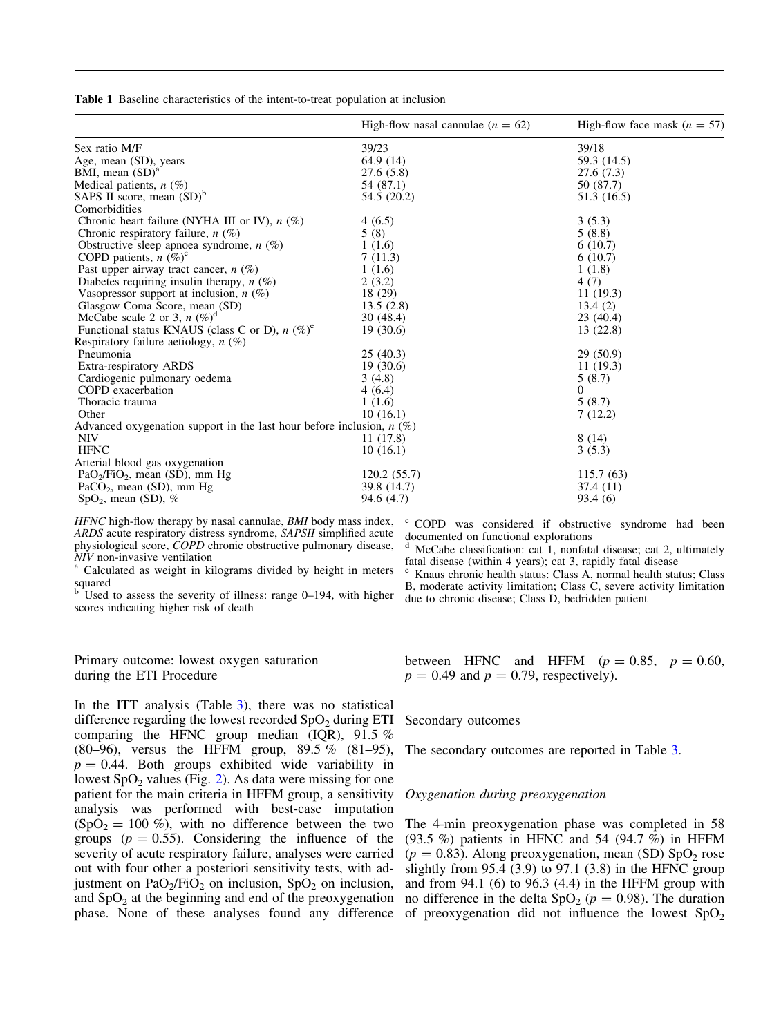**Table 1** Baseline characteristics of the intent-to-treat population at inclusion

| | High-flow nasal cannulae ($n = 62$) | High-flow face mask ($n = 57$) |
|---|---|---|
| Sex ratio M/F | 39/23 | 39/18 |
| Age, mean (SD), years | 64.9 (14) | 59.3 (14.5) |
| BMI, mean (SD)[a] | 27.6 (5.8) | 27.6 (7.3) |
| Medical patients, *n* (%) | 54 (87.1) | 50 (87.7) |
| SAPS II score, mean (SD)[b] | 54.5 (20.2) | 51.3 (16.5) |
| Comorbidities | | |
| Chronic heart failure (NYHA III or IV), *n* (%) | 4 (6.5) | 3 (5.3) |
| Chronic respiratory failure, *n* (%) | 5 (8) | 5 (8.8) |
| Obstructive sleep apnoea syndrome, *n* (%) | 1 (1.6) | 6 (10.7) |
| COPD patients, *n* (%)[c] | 7 (11.3) | 6 (10.7) |
| Past upper airway tract cancer, *n* (%) | 1 (1.6) | 1 (1.8) |
| Diabetes requiring insulin therapy, *n* (%) | 2 (3.2) | 4 (7) |
| Vasopressor support at inclusion, *n* (%) | 18 (29) | 11 (19.3) |
| Glasgow Coma Score, mean (SD) | 13.5 (2.8) | 13.4 (2) |
| McCabe scale 2 or 3, *n* (%)[d] | 30 (48.4) | 23 (40.4) |
| Functional status KNAUS (class C or D), *n* (%)[e] | 19 (30.6) | 13 (22.8) |
| Respiratory failure aetiology, *n* (%) | | |
| Pneumonia | 25 (40.3) | 29 (50.9) |
| Extra-respiratory ARDS | 19 (30.6) | 11 (19.3) |
| Cardiogenic pulmonary oedema | 3 (4.8) | 5 (8.7) |
| COPD exacerbation | 4 (6.4) | 0 |
| Thoracic trauma | 1 (1.6) | 5 (8.7) |
| Other | 10 (16.1) | 7 (12.2) |
| Advanced oxygenation support in the last hour before inclusion, *n* (%) | | |
| NIV | 11 (17.8) | 8 (14) |
| HFNC | 10 (16.1) | 3 (5.3) |
| Arterial blood gas oxygenation | | |
| $PaO_2/FiO_2$, mean (SD), mm Hg | 120.2 (55.7) | 115.7 (63) |
| $PaCO_2$, mean (SD), mm Hg | 39.8 (14.7) | 37.4 (11) |
| $SpO_2$, mean (SD), % | 94.6 (4.7) | 93.4 (6) |

*HFNC* high-flow therapy by nasal cannulae, *BMI* body mass index, *ARDS* acute respiratory distress syndrome, *SAPSII* simplified acute physiological score, *COPD* chronic obstructive pulmonary disease, *NIV* non-invasive ventilation

[a] Calculated as weight in kilograms divided by height in meters squared

[b] Used to assess the severity of illness: range 0–194, with higher scores indicating higher risk of death

[c] COPD was considered if obstructive syndrome had been documented on functional explorations

[d] McCabe classification: cat 1, nonfatal disease; cat 2, ultimately fatal disease (within 4 years); cat 3, rapidly fatal disease

[e] Knaus chronic health status: Class A, normal health status; Class B, moderate activity limitation; Class C, severe activity limitation due to chronic disease; Class D, bedridden patient

### Primary outcome: lowest oxygen saturation during the ETI Procedure

In the ITT analysis (Table 3), there was no statistical difference regarding the lowest recorded $SpO_2$ during ETI comparing the HFNC group median (IQR), 91.5 % (80–96), versus the HFFM group, 89.5 % (81–95), $p = 0.44$. Both groups exhibited wide variability in lowest $SpO_2$ values (Fig. 2). As data were missing for one patient for the main criteria in HFFM group, a sensitivity analysis was performed with best-case imputation ($SpO_2 = 100$ %), with no difference between the two groups ($p = 0.55$). Considering the influence of the severity of acute respiratory failure, analyses were carried out with four other a posteriori sensitivity tests, with adjustment on $PaO_2/FiO_2$ on inclusion, $SpO_2$ on inclusion, and $SpO_2$ at the beginning and end of the preoxygenation phase. None of these analyses found any difference between HFNC and HFFM ($p = 0.85$, $p = 0.60$, $p = 0.49$ and $p = 0.79$, respectively).

### Secondary outcomes

The secondary outcomes are reported in Table 3.

#### *Oxygenation during preoxygenation*

The 4-min preoxygenation phase was completed in 58 (93.5 %) patients in HFNC and 54 (94.7 %) in HFFM ($p = 0.83$). Along preoxygenation, mean (SD) $SpO_2$ rose slightly from 95.4 (3.9) to 97.1 (3.8) in the HFNC group and from 94.1 (6) to 96.3 (4.4) in the HFFM group with no difference in the delta $SpO_2$ ($p = 0.98$). The duration of preoxygenation did not influence the lowest $SpO_2$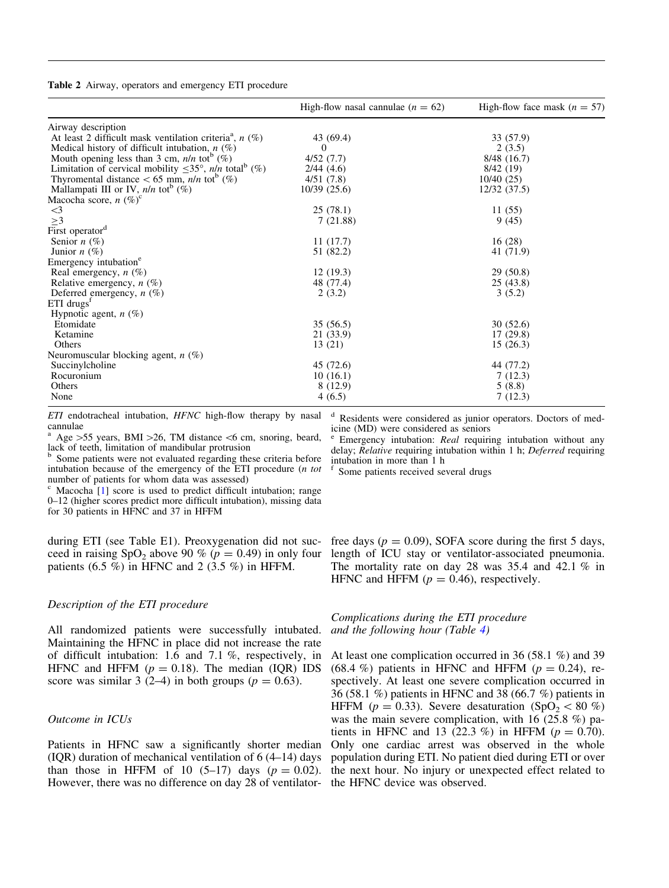**Table 2** Airway, operators and emergency ETI procedure

| | High-flow nasal cannulae ($n = 62$) | High-flow face mask ($n = 57$) |
|---|---|---|
| Airway description | | |
| At least 2 difficult mask ventilation criteria[a], *n* (%) | 43 (69.4) | 33 (57.9) |
| Medical history of difficult intubation, *n* (%) | 0 | 2 (3.5) |
| Mouth opening less than 3 cm, *n*/*n* tot[b] (%) | 4/52 (7.7) | 8/48 (16.7) |
| Limitation of cervical mobility ≤35°, *n*/*n* total[b] (%) | 2/44 (4.6) | 8/42 (19) |
| Thyromental distance < 65 mm, *n*/*n* tot[b] (%) | 4/51 (7.8) | 10/40 (25) |
| Mallampati III or IV, *n*/*n* tot[b] (%) | 10/39 (25.6) | 12/32 (37.5) |
| Macocha score, *n* (%)[c] | | |
| <3 | 25 (78.1) | 11 (55) |
| ≥3 | 7 (21.88) | 9 (45) |
| First operator[d] | | |
| Senior *n* (%) | 11 (17.7) | 16 (28) |
| Junior *n* (%) | 51 (82.2) | 41 (71.9) |
| Emergency intubation[e] | | |
| Real emergency, *n* (%) | 12 (19.3) | 29 (50.8) |
| Relative emergency, *n* (%) | 48 (77.4) | 25 (43.8) |
| Deferred emergency, *n* (%) | 2 (3.2) | 3 (5.2) |
| ETI drugs[f] | | |
| Hypnotic agent, *n* (%) | | |
| Etomidate | 35 (56.5) | 30 (52.6) |
| Ketamine | 21 (33.9) | 17 (29.8) |
| Others | 13 (21) | 15 (26.3) |
| Neuromuscular blocking agent, *n* (%) | | |
| Succinylcholine | 45 (72.6) | 44 (77.2) |
| Rocuronium | 10 (16.1) | 7 (12.3) |
| Others | 8 (12.9) | 5 (8.8) |
| None | 4 (6.5) | 7 (12.3) |

*ETI* endotracheal intubation, *HFNC* high-flow therapy by nasal cannulae

[a] Age >55 years, BMI >26, TM distance <6 cm, snoring, beard, lack of teeth, limitation of mandibular protrusion

[b] Some patients were not evaluated regarding these criteria before intubation because of the emergency of the ETI procedure (*n tot* number of patients for whom data was assessed)

[c] Macocha [1] score is used to predict difficult intubation; range 0–12 (higher scores predict more difficult intubation), missing data for 30 patients in HFNC and 37 in HFFM

[d] Residents were considered as junior operators. Doctors of medicine (MD) were considered as seniors

[e] Emergency intubation: *Real* requiring intubation without any delay; *Relative* requiring intubation within 1 h; *Deferred* requiring intubation in more than 1 h

[f] Some patients received several drugs

during ETI (see Table E1). Preoxygenation did not succeed in raising $SpO_2$ above 90 % ($p = 0.49$) in only four patients (6.5 %) in HFNC and 2 (3.5 %) in HFFM.

### *Description of the ETI procedure*

All randomized patients were successfully intubated. Maintaining the HFNC in place did not increase the rate of difficult intubation: 1.6 and 7.1 %, respectively, in HFNC and HFFM ($p = 0.18$). The median (IQR) IDS score was similar 3 (2–4) in both groups ($p = 0.63$).

### *Outcome in ICUs*

Patients in HFNC saw a significantly shorter median (IQR) duration of mechanical ventilation of 6 (4–14) days than those in HFFM of 10 (5–17) days ($p = 0.02$). However, there was no difference on day 28 of ventilator-free days ($p = 0.09$), SOFA score during the first 5 days, length of ICU stay or ventilator-associated pneumonia. The mortality rate on day 28 was 35.4 and 42.1 % in HFNC and HFFM ($p = 0.46$), respectively.

### *Complications during the ETI procedure and the following hour (Table 4)*

At least one complication occurred in 36 (58.1 %) and 39 (68.4 %) patients in HFNC and HFFM ($p = 0.24$), respectively. At least one severe complication occurred in 36 (58.1 %) patients in HFNC and 38 (66.7 %) patients in HFFM ($p = 0.33$). Severe desaturation ($SpO_2 < 80$ %) was the main severe complication, with 16 (25.8 %) patients in HFNC and 13 (22.3 %) in HFFM ($p = 0.70$). Only one cardiac arrest was observed in the whole population during ETI. No patient died during ETI or over the next hour. No injury or unexpected effect related to the HFNC device was observed.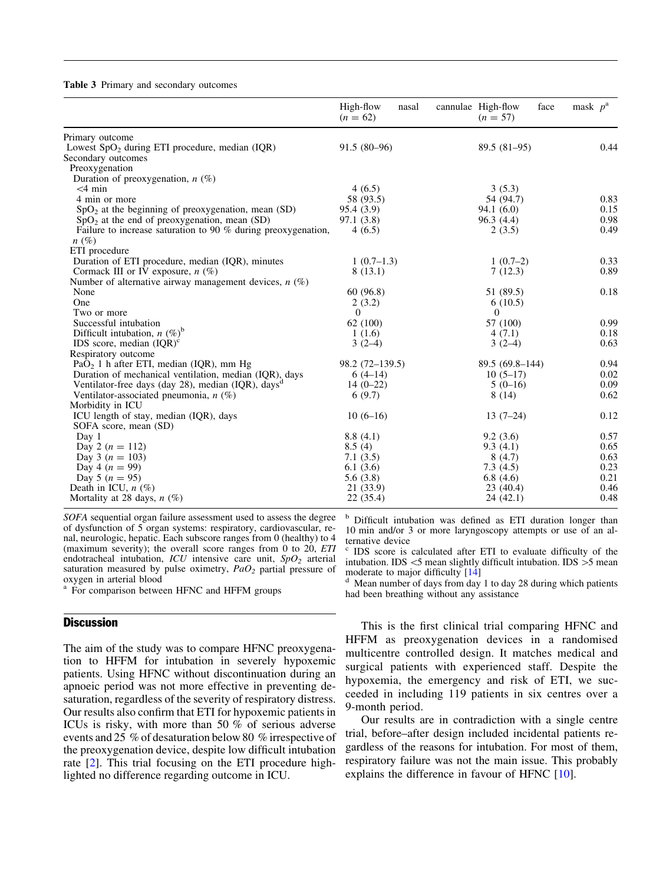**Table 3** Primary and secondary outcomes

| | High-flow nasal cannulae (n = 62) | High-flow face mask (n = 57) | $p$[a] |
|---|---|---|---|
| Primary outcome | | | |
| Lowest $SpO_2$ during ETI procedure, median (IQR) | 91.5 (80–96) | 89.5 (81–95) | 0.44 |
| Secondary outcomes | | | |
| Preoxygenation | | | |
| Duration of preoxygenation, n (%) | | | |
| <4 min | 4 (6.5) | 3 (5.3) | |
| 4 min or more | 58 (93.5) | 54 (94.7) | 0.83 |
| $SpO_2$ at the beginning of preoxygenation, mean (SD) | 95.4 (3.9) | 94.1 (6.0) | 0.15 |
| $SpO_2$ at the end of preoxygenation, mean (SD) | 97.1 (3.8) | 96.3 (4.4) | 0.98 |
| Failure to increase saturation to 90 % during preoxygenation, n (%) | 4 (6.5) | 2 (3.5) | 0.49 |
| ETI procedure | | | |
| Duration of ETI procedure, median (IQR), minutes | 1 (0.7–1.3) | 1 (0.7–2) | 0.33 |
| Cormack III or IV exposure, n (%) | 8 (13.1) | 7 (12.3) | 0.89 |
| Number of alternative airway management devices, n (%) | | | |
| None | 60 (96.8) | 51 (89.5) | 0.18 |
| One | 2 (3.2) | 6 (10.5) | |
| Two or more | 0 | 0 | |
| Successful intubation | 62 (100) | 57 (100) | 0.99 |
| Difficult intubation, n (%)[b] | 1 (1.6) | 4 (7.1) | 0.18 |
| IDS score, median (IQR)[c] | 3 (2–4) | 3 (2–4) | 0.63 |
| Respiratory outcome | | | |
| $PaO_2$ 1 h after ETI, median (IQR), mm Hg | 98.2 (72–139.5) | 89.5 (69.8–144) | 0.94 |
| Duration of mechanical ventilation, median (IQR), days | 6 (4–14) | 10 (5–17) | 0.02 |
| Ventilator-free days (day 28), median (IQR), days[d] | 14 (0–22) | 5 (0–16) | 0.09 |
| Ventilator-associated pneumonia, n (%) | 6 (9.7) | 8 (14) | 0.62 |
| Morbidity in ICU | | | |
| ICU length of stay, median (IQR), days | 10 (6–16) | 13 (7–24) | 0.12 |
| SOFA score, mean (SD) | | | |
| Day 1 | 8.8 (4.1) | 9.2 (3.6) | 0.57 |
| Day 2 (n = 112) | 8.5 (4) | 9.3 (4.1) | 0.65 |
| Day 3 (n = 103) | 7.1 (3.5) | 8 (4.7) | 0.63 |
| Day 4 (n = 99) | 6.1 (3.6) | 7.3 (4.5) | 0.23 |
| Day 5 (n = 95) | 5.6 (3.8) | 6.8 (4.6) | 0.21 |
| Death in ICU, n (%) | 21 (33.9) | 23 (40.4) | 0.46 |
| Mortality at 28 days, n (%) | 22 (35.4) | 24 (42.1) | 0.48 |

*SOFA* sequential organ failure assessment used to assess the degree of dysfunction of 5 organ systems: respiratory, cardiovascular, renal, neurologic, hepatic. Each subscore ranges from 0 (healthy) to 4 (maximum severity); the overall score ranges from 0 to 20, *ETI* endotracheal intubation, *ICU* intensive care unit, *$SpO_2$* arterial saturation measured by pulse oximetry, *$PaO_2$* partial pressure of oxygen in arterial blood

[a] For comparison between HFNC and HFFM groups

[b] Difficult intubation was defined as ETI duration longer than 10 min and/or 3 or more laryngoscopy attempts or use of an alternative device

[c] IDS score is calculated after ETI to evaluate difficulty of the intubation. IDS <5 mean slightly difficult intubation. IDS >5 mean moderate to major difficulty [14]

[d] Mean number of days from day 1 to day 28 during which patients had been breathing without any assistance

## Discussion

The aim of the study was to compare HFNC preoxygenation to HFFM for intubation in severely hypoxemic patients. Using HFNC without discontinuation during an apnoeic period was not more effective in preventing desaturation, regardless of the severity of respiratory distress. Our results also confirm that ETI for hypoxemic patients in ICUs is risky, with more than 50 % of serious adverse events and 25 % of desaturation below 80 % irrespective of the preoxygenation device, despite low difficult intubation rate [2]. This trial focusing on the ETI procedure highlighted no difference regarding outcome in ICU.

This is the first clinical trial comparing HFNC and HFFM as preoxygenation devices in a randomised multicentre controlled design. It matches medical and surgical patients with experienced staff. Despite the hypoxemia, the emergency and risk of ETI, we succeeded in including 119 patients in six centres over a 9-month period.

Our results are in contradiction with a single centre trial, before–after design included incidental patients regardless of the reasons for intubation. For most of them, respiratory failure was not the main issue. This probably explains the difference in favour of HFNC [10].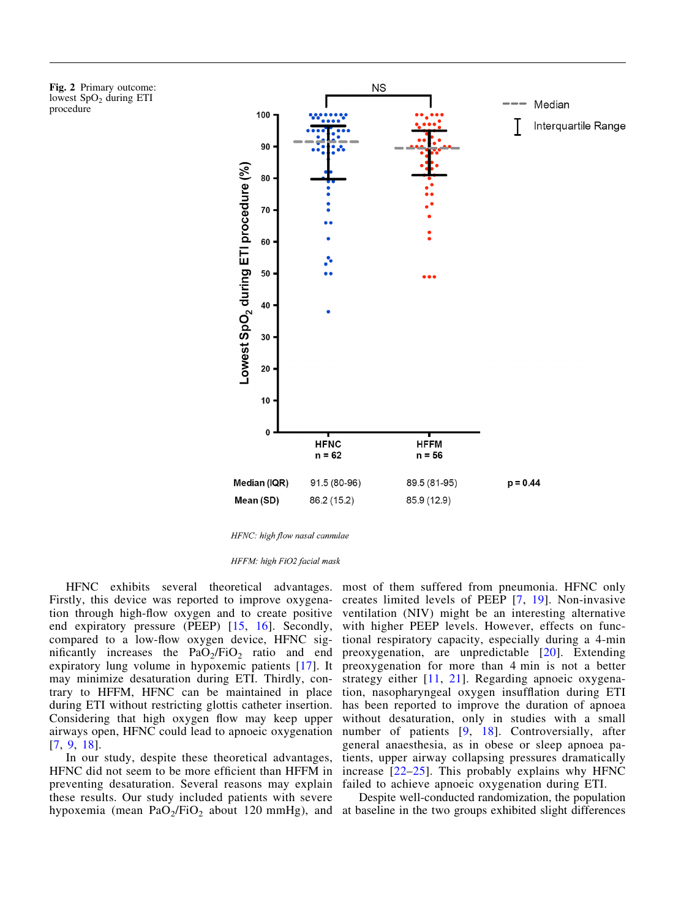**Fig. 2** Primary outcome: lowest $SpO_2$ during ETI procedure

| | HFNC n = 62 | HFFM n = 56 | |
|---|---|---|---|
| Median (IQR) | 91.5 (80-96) | 89.5 (81-95) | p = 0.44 |
| Mean (SD) | 86.2 (15.2) | 85.9 (12.9) | |

*HFNC: high flow nasal cannulae*

*HFFM: high FiO2 facial mask*

HFNC exhibits several theoretical advantages. Firstly, this device was reported to improve oxygenation through high-flow oxygen and to create positive end expiratory pressure (PEEP) [15, 16]. Secondly, compared to a low-flow oxygen device, HFNC significantly increases the $PaO_2/FiO_2$ ratio and end expiratory lung volume in hypoxemic patients [17]. It may minimize desaturation during ETI. Thirdly, contrary to HFFM, HFNC can be maintained in place during ETI without restricting glottis catheter insertion. Considering that high oxygen flow may keep upper airways open, HFNC could lead to apnoeic oxygenation [7, 9, 18].

In our study, despite these theoretical advantages, HFNC did not seem to be more efficient than HFFM in preventing desaturation. Several reasons may explain these results. Our study included patients with severe hypoxemia (mean $PaO_2/FiO_2$ about 120 mmHg), and most of them suffered from pneumonia. HFNC only creates limited levels of PEEP [7, 19]. Non-invasive ventilation (NIV) might be an interesting alternative with higher PEEP levels. However, effects on functional respiratory capacity, especially during a 4-min preoxygenation, are unpredictable [20]. Extending preoxygenation for more than 4 min is not a better strategy either [11, 21]. Regarding apnoeic oxygenation, nasopharyngeal oxygen insufflation during ETI has been reported to improve the duration of apnoea without desaturation, only in studies with a small number of patients [9, 18]. Controversially, after general anaesthesia, as in obese or sleep apnoea patients, upper airway collapsing pressures dramatically increase [22–25]. This probably explains why HFNC failed to achieve apnoeic oxygenation during ETI.

Despite well-conducted randomization, the population at baseline in the two groups exhibited slight differences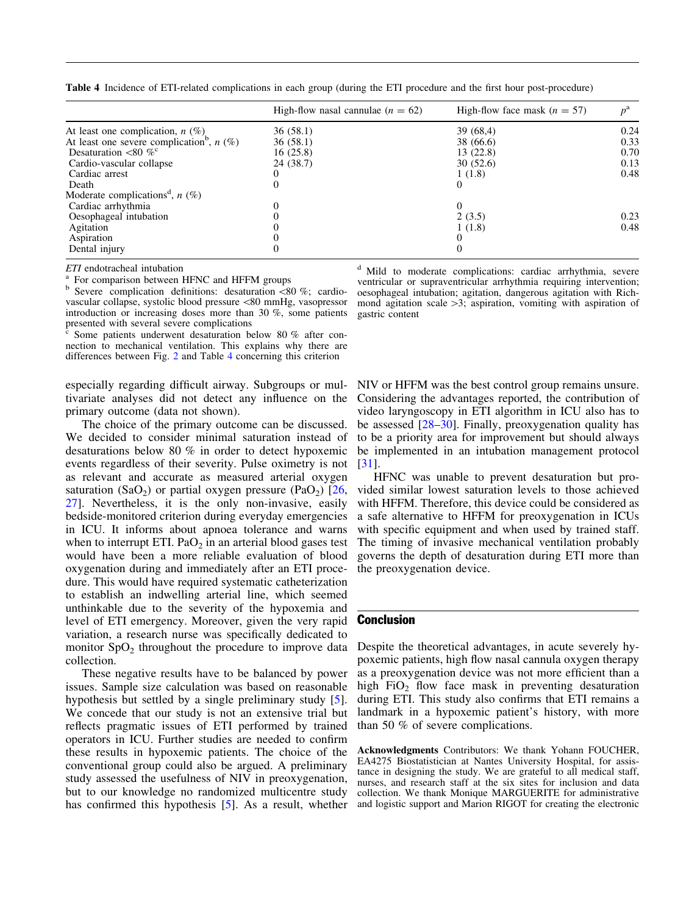**Table 4** Incidence of ETI-related complications in each group (during the ETI procedure and the first hour post-procedure)

| | High-flow nasal cannulae ($n = 62$) | High-flow face mask ($n = 57$) | $p$[a] |
|---|---|---|---|
| At least one complication, $n$ (%) | 36 (58.1) | 39 (68,4) | 0.24 |
| At least one severe complication[b], $n$ (%) | 36 (58.1) | 38 (66.6) | 0.33 |
| Desaturation <80 %[c] | 16 (25.8) | 13 (22.8) | 0.70 |
| Cardio-vascular collapse | 24 (38.7) | 30 (52.6) | 0.13 |
| Cardiac arrest | 0 | 1 (1.8) | 0.48 |
| Death | 0 | 0 | |
| Moderate complications[d], $n$ (%) | | | |
| Cardiac arrhythmia | 0 | 0 | |
| Oesophageal intubation | 0 | 2 (3.5) | 0.23 |
| Agitation | 0 | 1 (1.8) | 0.48 |
| Aspiration | 0 | 0 | |
| Dental injury | 0 | 0 | |

*ETI* endotracheal intubation

[a] For comparison between HFNC and HFFM groups

[b] Severe complication definitions: desaturation <80 %; cardio-vascular collapse, systolic blood pressure <80 mmHg, vasopressor introduction or increasing doses more than 30 %, some patients presented with several severe complications

[c] Some patients underwent desaturation below 80 % after connection to mechanical ventilation. This explains why there are differences between Fig. 2 and Table 4 concerning this criterion

[d] Mild to moderate complications: cardiac arrhythmia, severe ventricular or supraventricular arrhythmia requiring intervention; oesophageal intubation; agitation, dangerous agitation with Richmond agitation scale >3; aspiration, vomiting with aspiration of gastric content

especially regarding difficult airway. Subgroups or multivariate analyses did not detect any influence on the primary outcome (data not shown).

The choice of the primary outcome can be discussed. We decided to consider minimal saturation instead of desaturations below 80 % in order to detect hypoxemic events regardless of their severity. Pulse oximetry is not as relevant and accurate as measured arterial oxygen saturation ($SaO_2$) or partial oxygen pressure ($PaO_2$) [26, 27]. Nevertheless, it is the only non-invasive, easily bedside-monitored criterion during everyday emergencies in ICU. It informs about apnoea tolerance and warns when to interrupt ETI. $PaO_2$ in an arterial blood gases test would have been a more reliable evaluation of blood oxygenation during and immediately after an ETI procedure. This would have required systematic catheterization to establish an indwelling arterial line, which seemed unthinkable due to the severity of the hypoxemia and level of ETI emergency. Moreover, given the very rapid variation, a research nurse was specifically dedicated to monitor $SpO_2$ throughout the procedure to improve data collection.

These negative results have to be balanced by power issues. Sample size calculation was based on reasonable hypothesis but settled by a single preliminary study [5]. We concede that our study is not an extensive trial but reflects pragmatic issues of ETI performed by trained operators in ICU. Further studies are needed to confirm these results in hypoxemic patients. The choice of the conventional group could also be argued. A preliminary study assessed the usefulness of NIV in preoxygenation, but to our knowledge no randomized multicentre study has confirmed this hypothesis [5]. As a result, whether NIV or HFFM was the best control group remains unsure. Considering the advantages reported, the contribution of video laryngoscopy in ETI algorithm in ICU also has to be assessed [28–30]. Finally, preoxygenation quality has to be a priority area for improvement but should always be implemented in an intubation management protocol [31].

HFNC was unable to prevent desaturation but provided similar lowest saturation levels to those achieved with HFFM. Therefore, this device could be considered as a safe alternative to HFFM for preoxygenation in ICUs with specific equipment and when used by trained staff. The timing of invasive mechanical ventilation probably governs the depth of desaturation during ETI more than the preoxygenation device.

## Conclusion

Despite the theoretical advantages, in acute severely hypoxemic patients, high flow nasal cannula oxygen therapy as a preoxygenation device was not more efficient than a high $FiO_2$ flow face mask in preventing desaturation during ETI. This study also confirms that ETI remains a landmark in a hypoxemic patient's history, with more than 50 % of severe complications.

**Acknowledgments** Contributors: We thank Yohann FOUCHER, EA4275 Biostatistician at Nantes University Hospital, for assistance in designing the study. We are grateful to all medical staff, nurses, and research staff at the six sites for inclusion and data collection. We thank Monique MARGUERITE for administrative and logistic support and Marion RIGOT for creating the electronic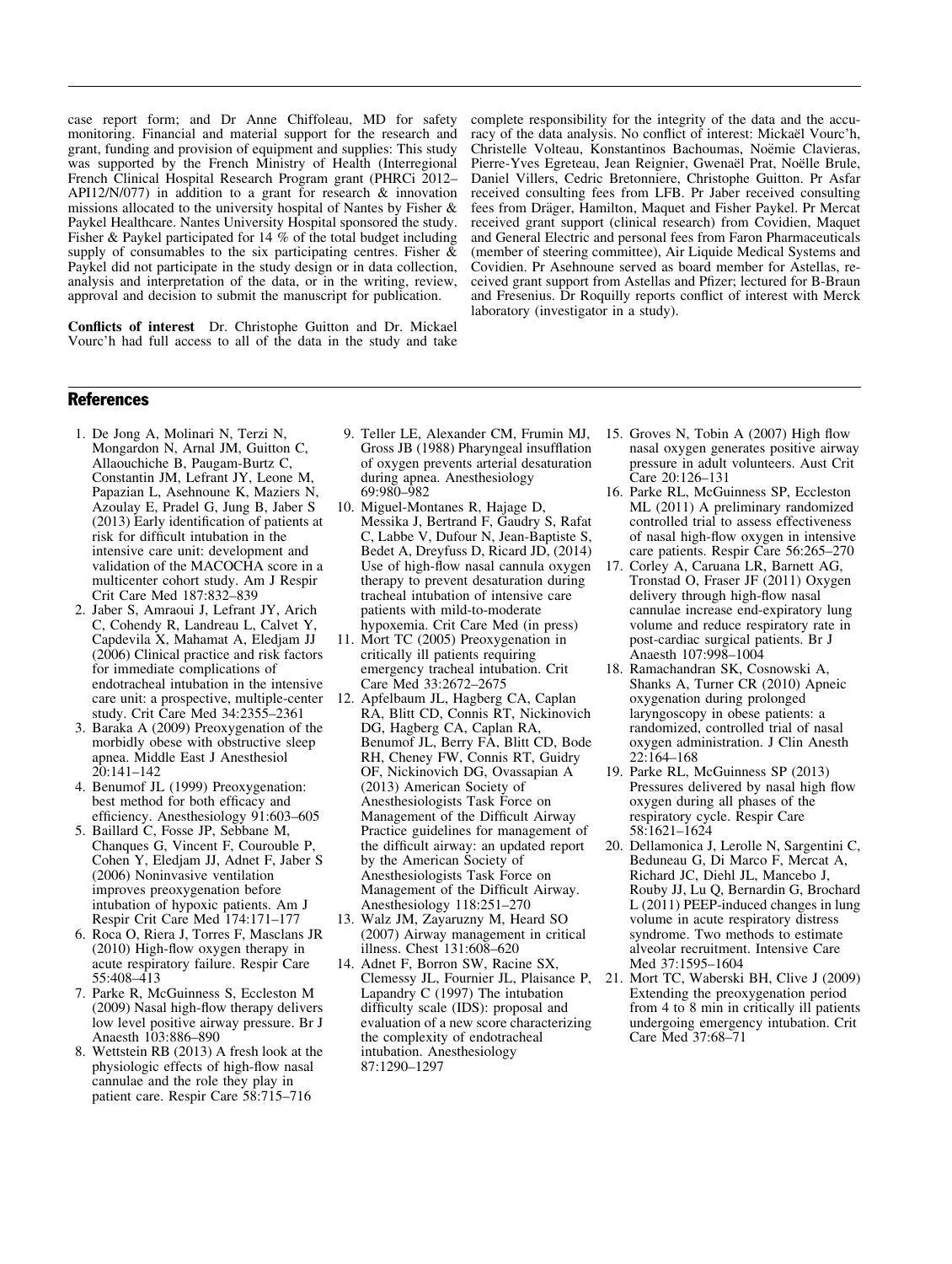case report form; and Dr Anne Chiffoleau, MD for safety monitoring. Financial and material support for the research and grant, funding and provision of equipment and supplies: This study was supported by the French Ministry of Health (Interregional French Clinical Hospital Research Program grant (PHRCi 2012–API12/N/077) in addition to a grant for research & innovation missions allocated to the university hospital of Nantes by Fisher & Paykel Healthcare. Nantes University Hospital sponsored the study. Fisher & Paykel participated for 14 % of the total budget including supply of consumables to the six participating centres. Fisher & Paykel did not participate in the study design or in data collection, analysis and interpretation of the data, or in the writing, review, approval and decision to submit the manuscript for publication.

**Conflicts of interest** Dr. Christophe Guitton and Dr. Mickael Vourc'h had full access to all of the data in the study and take complete responsibility for the integrity of the data and the accuracy of the data analysis. No conflict of interest: Mickaël Vourc'h, Christelle Volteau, Konstantinos Bachoumas, Noëmie Clavieras, Pierre-Yves Egreteau, Jean Reignier, Gwenaël Prat, Noëlle Brule, Daniel Villers, Cedric Bretonniere, Christophe Guitton. Pr Asfar received consulting fees from LFB. Pr Jaber received consulting fees from Dräger, Hamilton, Maquet and Fisher Paykel. Pr Mercat received grant support (clinical research) from Covidien, Maquet and General Electric and personal fees from Faron Pharmaceuticals (member of steering committee), Air Liquide Medical Systems and Covidien. Pr Asehnoune served as board member for Astellas, received grant support from Astellas and Pfizer; lectured for B-Braun and Fresenius. Dr Roquilly reports conflict of interest with Merck laboratory (investigator in a study).

## References

1. De Jong A, Molinari N, Terzi N, Mongardon N, Arnal JM, Guitton C, Allaouchiche B, Paugam-Burtz C, Constantin JM, Lefrant JY, Leone M, Papazian L, Asehnoune K, Maziers N, Azoulay E, Pradel G, Jung B, Jaber S (2013) Early identification of patients at risk for difficult intubation in the intensive care unit: development and validation of the MACOCHA score in a multicenter cohort study. Am J Respir Crit Care Med 187:832–839
2. Jaber S, Amraoui J, Lefrant JY, Arich C, Cohendy R, Landreau L, Calvet Y, Capdevila X, Mahamat A, Eledjam JJ (2006) Clinical practice and risk factors for immediate complications of endotracheal intubation in the intensive care unit: a prospective, multiple-center study. Crit Care Med 34:2355–2361
3. Baraka A (2009) Preoxygenation of the morbidly obese with obstructive sleep apnea. Middle East J Anesthesiol 20:141–142
4. Benumof JL (1999) Preoxygenation: best method for both efficacy and efficiency. Anesthesiology 91:603–605
5. Baillard C, Fosse JP, Sebbane M, Chanques G, Vincent F, Courouble P, Cohen Y, Eledjam JJ, Adnet F, Jaber S (2006) Noninvasive ventilation improves preoxygenation before intubation of hypoxic patients. Am J Respir Crit Care Med 174:171–177
6. Roca O, Riera J, Torres F, Masclans JR (2010) High-flow oxygen therapy in acute respiratory failure. Respir Care 55:408–413
7. Parke R, McGuinness S, Eccleston M (2009) Nasal high-flow therapy delivers low level positive airway pressure. Br J Anaesth 103:886–890
8. Wettstein RB (2013) A fresh look at the physiologic effects of high-flow nasal cannulae and the role they play in patient care. Respir Care 58:715–716
9. Teller LE, Alexander CM, Frumin MJ, Gross JB (1988) Pharyngeal insufflation of oxygen prevents arterial desaturation during apnea. Anesthesiology 69:980–982
10. Miguel-Montanes R, Hajage D, Messika J, Bertrand F, Gaudry S, Rafat C, Labbe V, Dufour N, Jean-Baptiste S, Bedet A, Dreyfuss D, Ricard JD, (2014) Use of high-flow nasal cannula oxygen therapy to prevent desaturation during tracheal intubation of intensive care patients with mild-to-moderate hypoxemia. Crit Care Med (in press)
11. Mort TC (2005) Preoxygenation in critically ill patients requiring emergency tracheal intubation. Crit Care Med 33:2672–2675
12. Apfelbaum JL, Hagberg CA, Caplan RA, Blitt CD, Connis RT, Nickinovich DG, Hagberg CA, Caplan RA, Benumof JL, Berry FA, Blitt CD, Bode RH, Cheney FW, Connis RT, Guidry OF, Nickinovich DG, Ovassapian A (2013) American Society of Anesthesiologists Task Force on Management of the Difficult Airway Practice guidelines for management of the difficult airway: an updated report by the American Society of Anesthesiologists Task Force on Management of the Difficult Airway. Anesthesiology 118:251–270
13. Walz JM, Zayaruzny M, Heard SO (2007) Airway management in critical illness. Chest 131:608–620
14. Adnet F, Borron SW, Racine SX, Clemessy JL, Fournier JL, Plaisance P, Lapandry C (1997) The intubation difficulty scale (IDS): proposal and evaluation of a new score characterizing the complexity of endotracheal intubation. Anesthesiology 87:1290–1297
15. Groves N, Tobin A (2007) High flow nasal oxygen generates positive airway pressure in adult volunteers. Aust Crit Care 20:126–131
16. Parke RL, McGuinness SP, Eccleston ML (2011) A preliminary randomized controlled trial to assess effectiveness of nasal high-flow oxygen in intensive care patients. Respir Care 56:265–270
17. Corley A, Caruana LR, Barnett AG, Tronstad O, Fraser JF (2011) Oxygen delivery through high-flow nasal cannulae increase end-expiratory lung volume and reduce respiratory rate in post-cardiac surgical patients. Br J Anaesth 107:998–1004
18. Ramachandran SK, Cosnowski A, Shanks A, Turner CR (2010) Apneic oxygenation during prolonged laryngoscopy in obese patients: a randomized, controlled trial of nasal oxygen administration. J Clin Anesth 22:164–168
19. Parke RL, McGuinness SP (2013) Pressures delivered by nasal high flow oxygen during all phases of the respiratory cycle. Respir Care 58:1621–1624
20. Dellamonica J, Lerolle N, Sargentini C, Beduneau G, Di Marco F, Mercat A, Richard JC, Diehl JL, Mancebo J, Rouby JJ, Lu Q, Bernardin G, Brochard L (2011) PEEP-induced changes in lung volume in acute respiratory distress syndrome. Two methods to estimate alveolar recruitment. Intensive Care Med 37:1595–1604
21. Mort TC, Waberski BH, Clive J (2009) Extending the preoxygenation period from 4 to 8 min in critically ill patients undergoing emergency intubation. Crit Care Med 37:68–71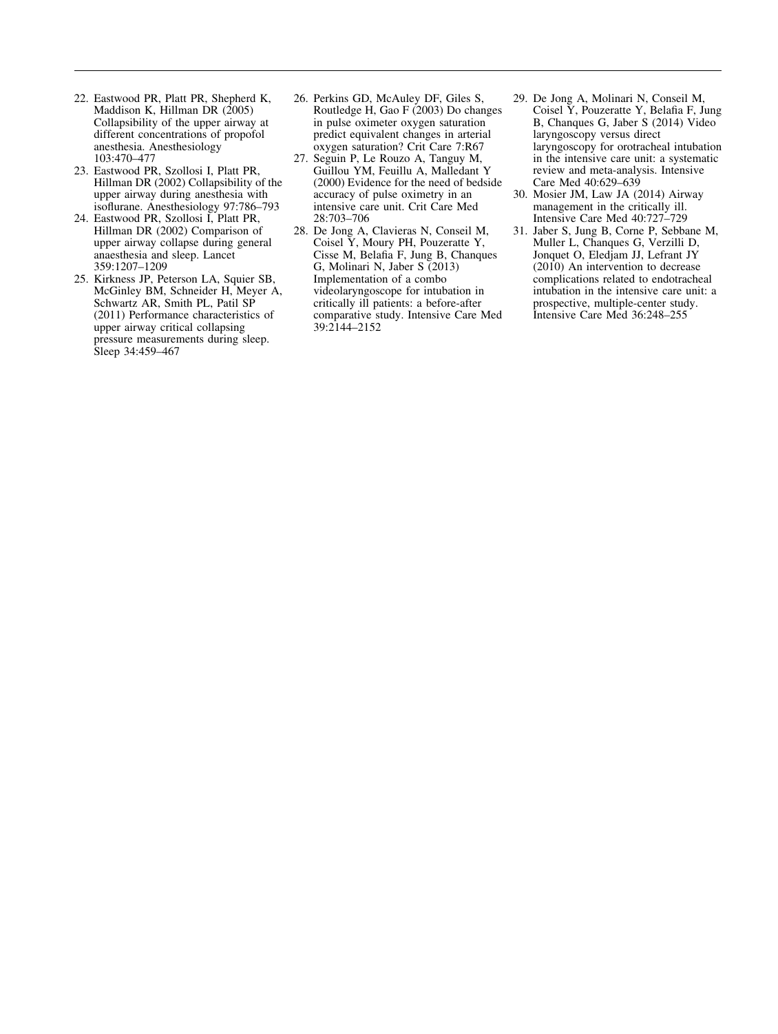22. Eastwood PR, Platt PR, Shepherd K, Maddison K, Hillman DR (2005) Collapsibility of the upper airway at different concentrations of propofol anesthesia. Anesthesiology 103:470–477
23. Eastwood PR, Szollosi I, Platt PR, Hillman DR (2002) Collapsibility of the upper airway during anesthesia with isoflurane. Anesthesiology 97:786–793
24. Eastwood PR, Szollosi I, Platt PR, Hillman DR (2002) Comparison of upper airway collapse during general anaesthesia and sleep. Lancet 359:1207–1209
25. Kirkness JP, Peterson LA, Squier SB, McGinley BM, Schneider H, Meyer A, Schwartz AR, Smith PL, Patil SP (2011) Performance characteristics of upper airway critical collapsing pressure measurements during sleep. Sleep 34:459–467
26. Perkins GD, McAuley DF, Giles S, Routledge H, Gao F (2003) Do changes in pulse oximeter oxygen saturation predict equivalent changes in arterial oxygen saturation? Crit Care 7:R67
27. Seguin P, Le Rouzo A, Tanguy M, Guillou YM, Feuillu A, Malledant Y (2000) Evidence for the need of bedside accuracy of pulse oximetry in an intensive care unit. Crit Care Med 28:703–706
28. De Jong A, Clavieras N, Conseil M, Coisel Y, Moury PH, Pouzeratte Y, Cisse M, Belafia F, Jung B, Chanques G, Molinari N, Jaber S (2013) Implementation of a combo videolaryngoscope for intubation in critically ill patients: a before-after comparative study. Intensive Care Med 39:2144–2152
29. De Jong A, Molinari N, Conseil M, Coisel Y, Pouzeratte Y, Belafia F, Jung B, Chanques G, Jaber S (2014) Video laryngoscopy versus direct laryngoscopy for orotracheal intubation in the intensive care unit: a systematic review and meta-analysis. Intensive Care Med 40:629–639
30. Mosier JM, Law JA (2014) Airway management in the critically ill. Intensive Care Med 40:727–729
31. Jaber S, Jung B, Corne P, Sebbane M, Muller L, Chanques G, Verzilli D, Jonquet O, Eledjam JJ, Lefrant JY (2010) An intervention to decrease complications related to endotracheal intubation in the intensive care unit: a prospective, multiple-center study. Intensive Care Med 36:248–255